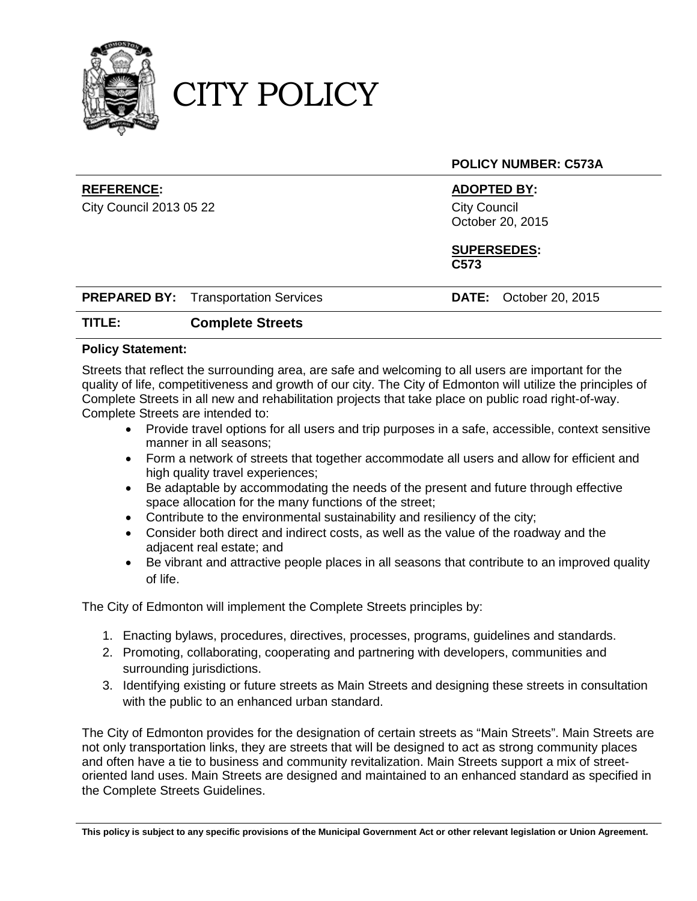# CITY POLICY

**POLICY NUMBER: C573A**

| **REFERENCE:** | **ADOPTED BY:** |
|---|---|
| City Council 2013 05 22 | City Council<br>October 20, 2015 |
| | **SUPERSEDES:**<br>**C573** |

**PREPARED BY:** Transportation Services **DATE:** October 20, 2015

**TITLE:** **Complete Streets**

**Policy Statement:**

Streets that reflect the surrounding area, are safe and welcoming to all users are important for the quality of life, competitiveness and growth of our city. The City of Edmonton will utilize the principles of Complete Streets in all new and rehabilitation projects that take place on public road right-of-way. Complete Streets are intended to:

- Provide travel options for all users and trip purposes in a safe, accessible, context sensitive manner in all seasons;
- Form a network of streets that together accommodate all users and allow for efficient and high quality travel experiences;
- Be adaptable by accommodating the needs of the present and future through effective space allocation for the many functions of the street;
- Contribute to the environmental sustainability and resiliency of the city;
- Consider both direct and indirect costs, as well as the value of the roadway and the adjacent real estate; and
- Be vibrant and attractive people places in all seasons that contribute to an improved quality of life.

The City of Edmonton will implement the Complete Streets principles by:

1. Enacting bylaws, procedures, directives, processes, programs, guidelines and standards.
2. Promoting, collaborating, cooperating and partnering with developers, communities and surrounding jurisdictions.
3. Identifying existing or future streets as Main Streets and designing these streets in consultation with the public to an enhanced urban standard.

The City of Edmonton provides for the designation of certain streets as "Main Streets". Main Streets are not only transportation links, they are streets that will be designed to act as strong community places and often have a tie to business and community revitalization. Main Streets support a mix of street-oriented land uses. Main Streets are designed and maintained to an enhanced standard as specified in the Complete Streets Guidelines.

**This policy is subject to any specific provisions of the Municipal Government Act or other relevant legislation or Union Agreement.**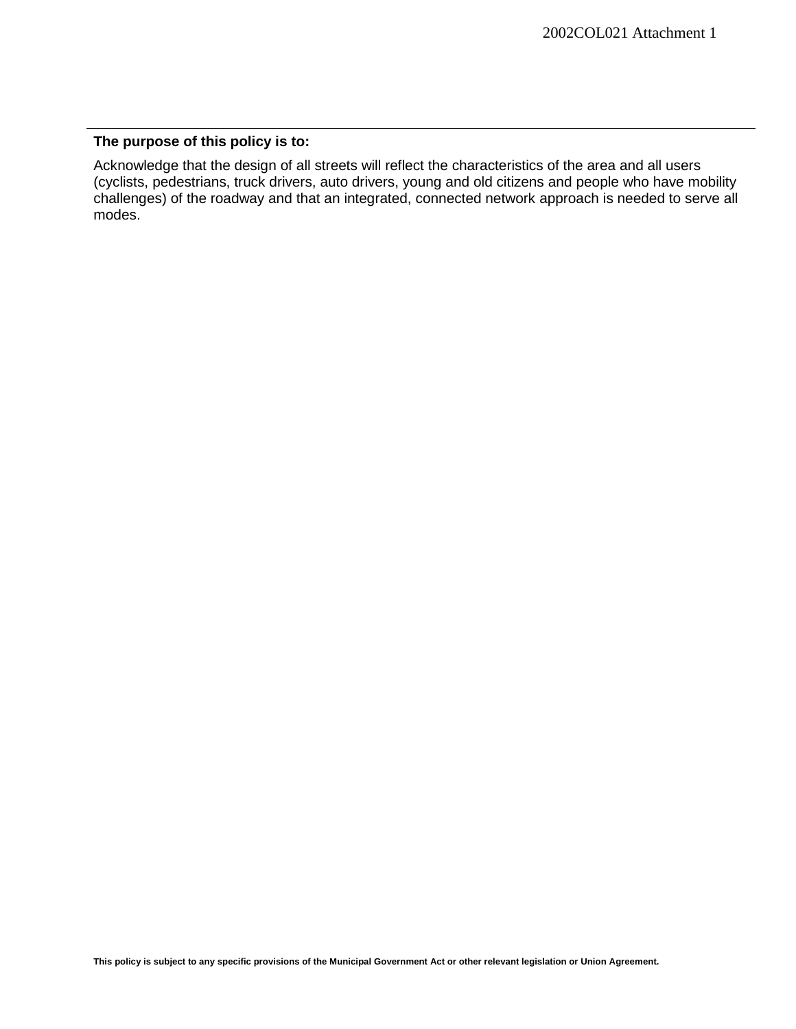**The purpose of this policy is to:**

Acknowledge that the design of all streets will reflect the characteristics of the area and all users (cyclists, pedestrians, truck drivers, auto drivers, young and old citizens and people who have mobility challenges) of the roadway and that an integrated, connected network approach is needed to serve all modes.

**This policy is subject to any specific provisions of the Municipal Government Act or other relevant legislation or Union Agreement.**